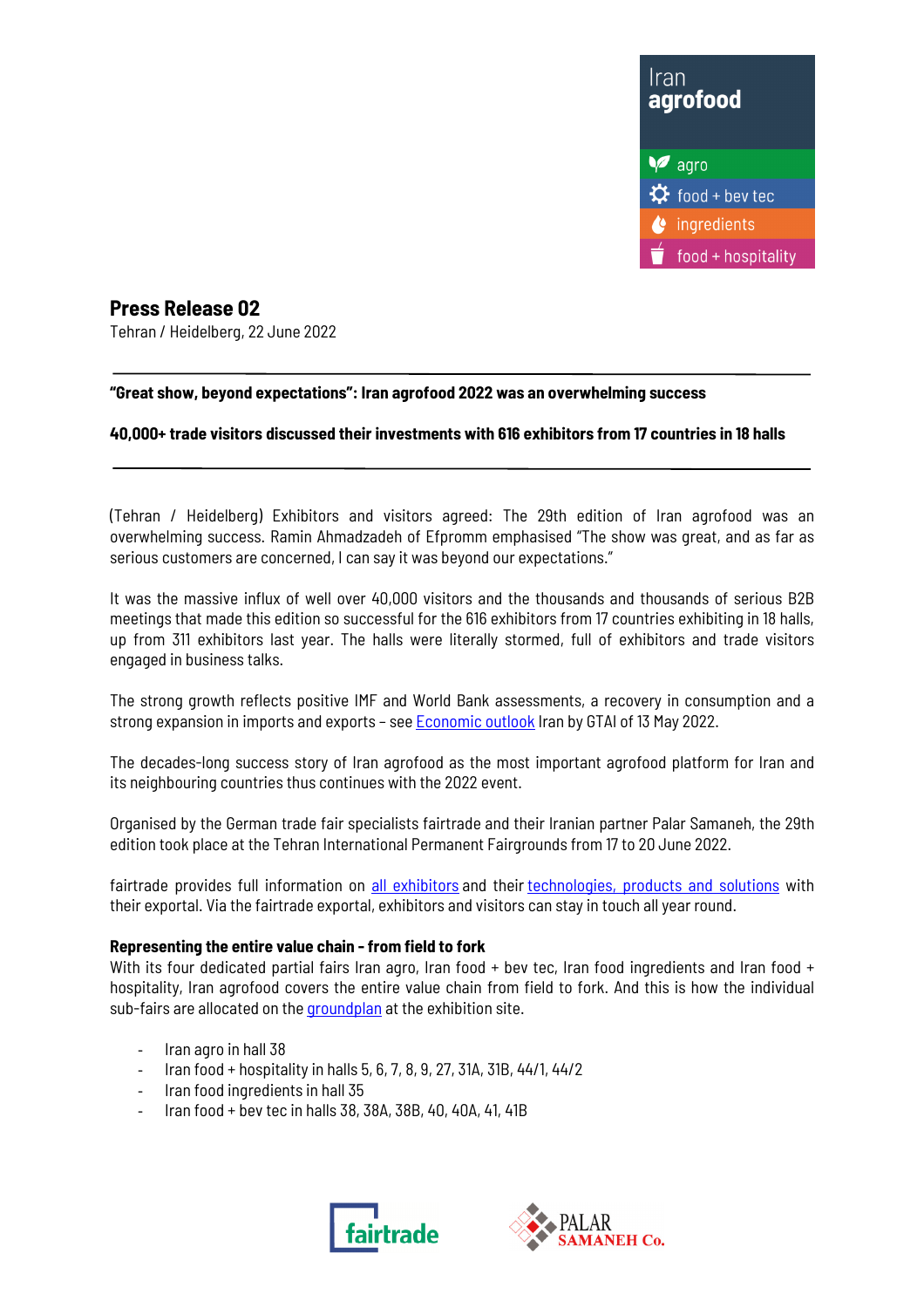Iran **agrofood**

agro
food + bev tec
ingredients
food + hospitality

# Press Release 02

Tehran / Heidelberg, 22 June 2022

---

**"Great show, beyond expectations": Iran agrofood 2022 was an overwhelming success**

**40,000+ trade visitors discussed their investments with 616 exhibitors from 17 countries in 18 halls**

---

(Tehran / Heidelberg) Exhibitors and visitors agreed: The 29th edition of Iran agrofood was an overwhelming success. Ramin Ahmadzadeh of Efpromm emphasised "The show was great, and as far as serious customers are concerned, I can say it was beyond our expectations."

It was the massive influx of well over 40,000 visitors and the thousands and thousands of serious B2B meetings that made this edition so successful for the 616 exhibitors from 17 countries exhibiting in 18 halls, up from 311 exhibitors last year. The halls were literally stormed, full of exhibitors and trade visitors engaged in business talks.

The strong growth reflects positive IMF and World Bank assessments, a recovery in consumption and a strong expansion in imports and exports – see Economic outlook Iran by GTAI of 13 May 2022.

The decades-long success story of Iran agrofood as the most important agrofood platform for Iran and its neighbouring countries thus continues with the 2022 event.

Organised by the German trade fair specialists fairtrade and their Iranian partner Palar Samaneh, the 29th edition took place at the Tehran International Permanent Fairgrounds from 17 to 20 June 2022.

fairtrade provides full information on all exhibitors and their technologies, products and solutions with their exportal. Via the fairtrade exportal, exhibitors and visitors can stay in touch all year round.

**Representing the entire value chain - from field to fork**

With its four dedicated partial fairs Iran agro, Iran food + bev tec, Iran food ingredients and Iran food + hospitality, Iran agrofood covers the entire value chain from field to fork. And this is how the individual sub-fairs are allocated on the groundplan at the exhibition site.

- Iran agro in hall 38
- Iran food + hospitality in halls 5, 6, 7, 8, 9, 27, 31A, 31B, 44/1, 44/2
- Iran food ingredients in hall 35
- Iran food + bev tec in halls 38, 38A, 38B, 40, 40A, 41, 41B

fairtrade

PALAR SAMANEH Co.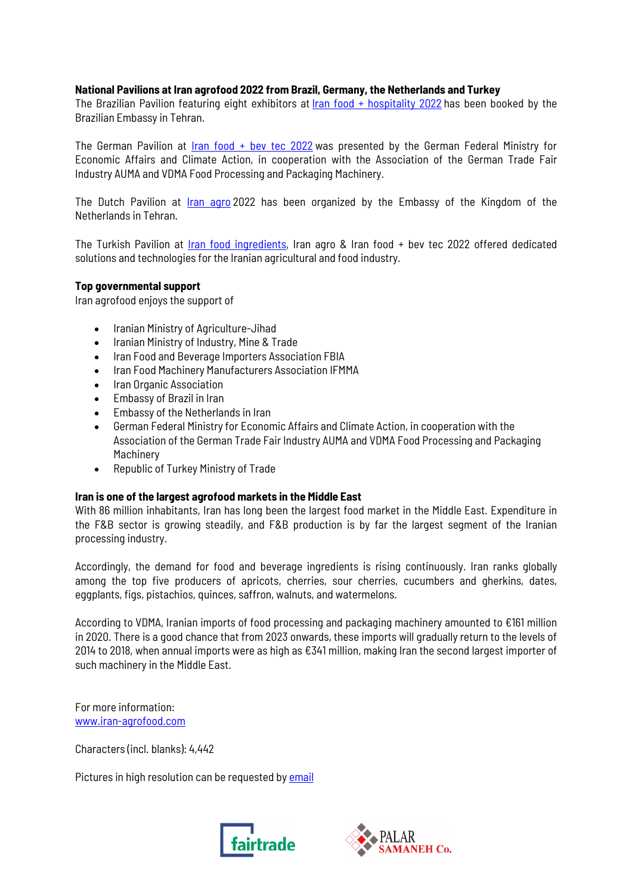**National Pavilions at Iran agrofood 2022 from Brazil, Germany, the Netherlands and Turkey**

The Brazilian Pavilion featuring eight exhibitors at Iran food + hospitality 2022 has been booked by the Brazilian Embassy in Tehran.

The German Pavilion at Iran food + bev tec 2022 was presented by the German Federal Ministry for Economic Affairs and Climate Action, in cooperation with the Association of the German Trade Fair Industry AUMA and VDMA Food Processing and Packaging Machinery.

The Dutch Pavilion at Iran agro 2022 has been organized by the Embassy of the Kingdom of the Netherlands in Tehran.

The Turkish Pavilion at Iran food ingredients, Iran agro & Iran food + bev tec 2022 offered dedicated solutions and technologies for the Iranian agricultural and food industry.

**Top governmental support**

Iran agrofood enjoys the support of

- Iranian Ministry of Agriculture-Jihad
- Iranian Ministry of Industry, Mine & Trade
- Iran Food and Beverage Importers Association FBIA
- Iran Food Machinery Manufacturers Association IFMMA
- Iran Organic Association
- Embassy of Brazil in Iran
- Embassy of the Netherlands in Iran
- German Federal Ministry for Economic Affairs and Climate Action, in cooperation with the Association of the German Trade Fair Industry AUMA and VDMA Food Processing and Packaging Machinery
- Republic of Turkey Ministry of Trade

**Iran is one of the largest agrofood markets in the Middle East**

With 86 million inhabitants, Iran has long been the largest food market in the Middle East. Expenditure in the F&B sector is growing steadily, and F&B production is by far the largest segment of the Iranian processing industry.

Accordingly, the demand for food and beverage ingredients is rising continuously. Iran ranks globally among the top five producers of apricots, cherries, sour cherries, cucumbers and gherkins, dates, eggplants, figs, pistachios, quinces, saffron, walnuts, and watermelons.

According to VDMA, Iranian imports of food processing and packaging machinery amounted to €161 million in 2020. There is a good chance that from 2023 onwards, these imports will gradually return to the levels of 2014 to 2018, when annual imports were as high as €341 million, making Iran the second largest importer of such machinery in the Middle East.

For more information:
www.iran-agrofood.com

Characters (incl. blanks): 4,442

Pictures in high resolution can be requested by email

fairtrade

PALAR SAMANEH Co.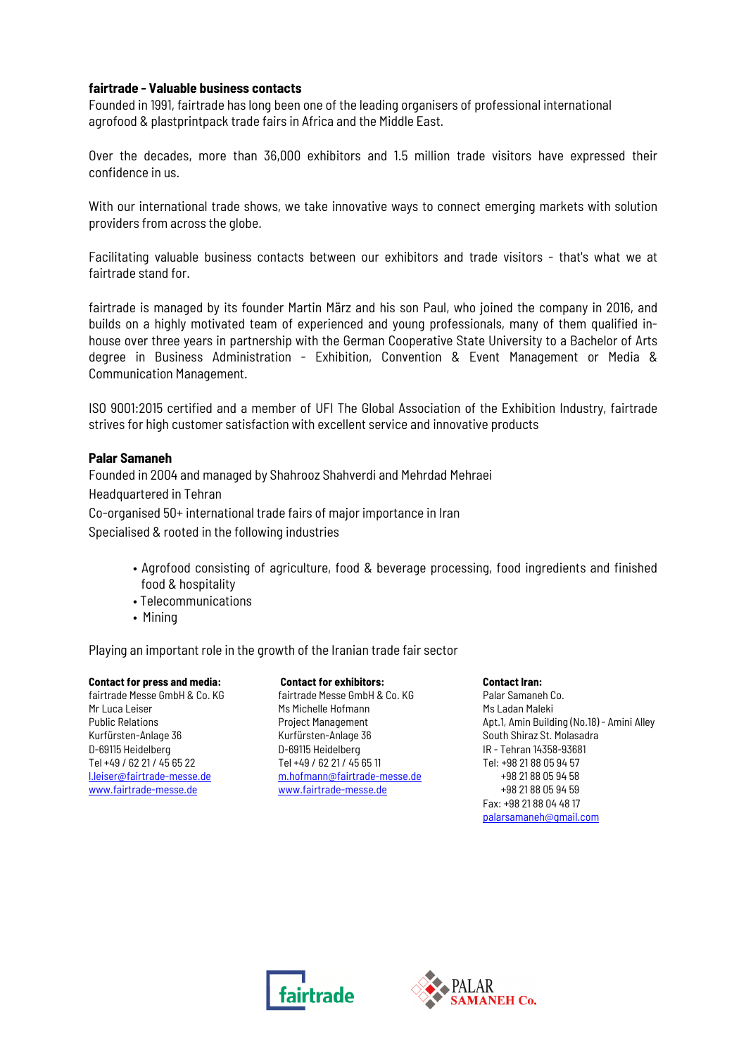**fairtrade - Valuable business contacts**

Founded in 1991, fairtrade has long been one of the leading organisers of professional international agrofood & plastprintpack trade fairs in Africa and the Middle East.

Over the decades, more than 36,000 exhibitors and 1.5 million trade visitors have expressed their confidence in us.

With our international trade shows, we take innovative ways to connect emerging markets with solution providers from across the globe.

Facilitating valuable business contacts between our exhibitors and trade visitors - that's what we at fairtrade stand for.

fairtrade is managed by its founder Martin März and his son Paul, who joined the company in 2016, and builds on a highly motivated team of experienced and young professionals, many of them qualified in-house over three years in partnership with the German Cooperative State University to a Bachelor of Arts degree in Business Administration - Exhibition, Convention & Event Management or Media & Communication Management.

ISO 9001:2015 certified and a member of UFI The Global Association of the Exhibition Industry, fairtrade strives for high customer satisfaction with excellent service and innovative products

**Palar Samaneh**

Founded in 2004 and managed by Shahrooz Shahverdi and Mehrdad Mehraei

Headquartered in Tehran

Co-organised 50+ international trade fairs of major importance in Iran

Specialised & rooted in the following industries

- Agrofood consisting of agriculture, food & beverage processing, food ingredients and finished food & hospitality
- Telecommunications
- Mining

Playing an important role in the growth of the Iranian trade fair sector

**Contact for press and media:**
fairtrade Messe GmbH & Co. KG
Mr Luca Leiser
Public Relations
Kurfürsten-Anlage 36
D-69115 Heidelberg
Tel +49 / 62 21 / 45 65 22
l.leiser@fairtrade-messe.de
www.fairtrade-messe.de

**Contact for exhibitors:**
fairtrade Messe GmbH & Co. KG
Ms Michelle Hofmann
Project Management
Kurfürsten-Anlage 36
D-69115 Heidelberg
Tel +49 / 62 21 / 45 65 11
m.hofmann@fairtrade-messe.de
www.fairtrade-messe.de

**Contact Iran:**
Palar Samaneh Co.
Ms Ladan Maleki
Apt.1, Amin Building (No.18) - Amini Alley
South Shiraz St. Molasadra
IR - Tehran 14358-93681
Tel: +98 21 88 05 94 57
+98 21 88 05 94 58
+98 21 88 05 94 59
Fax: +98 21 88 04 48 17
palarsamaneh@gmail.com

fairtrade

PALAR SAMANEH Co.